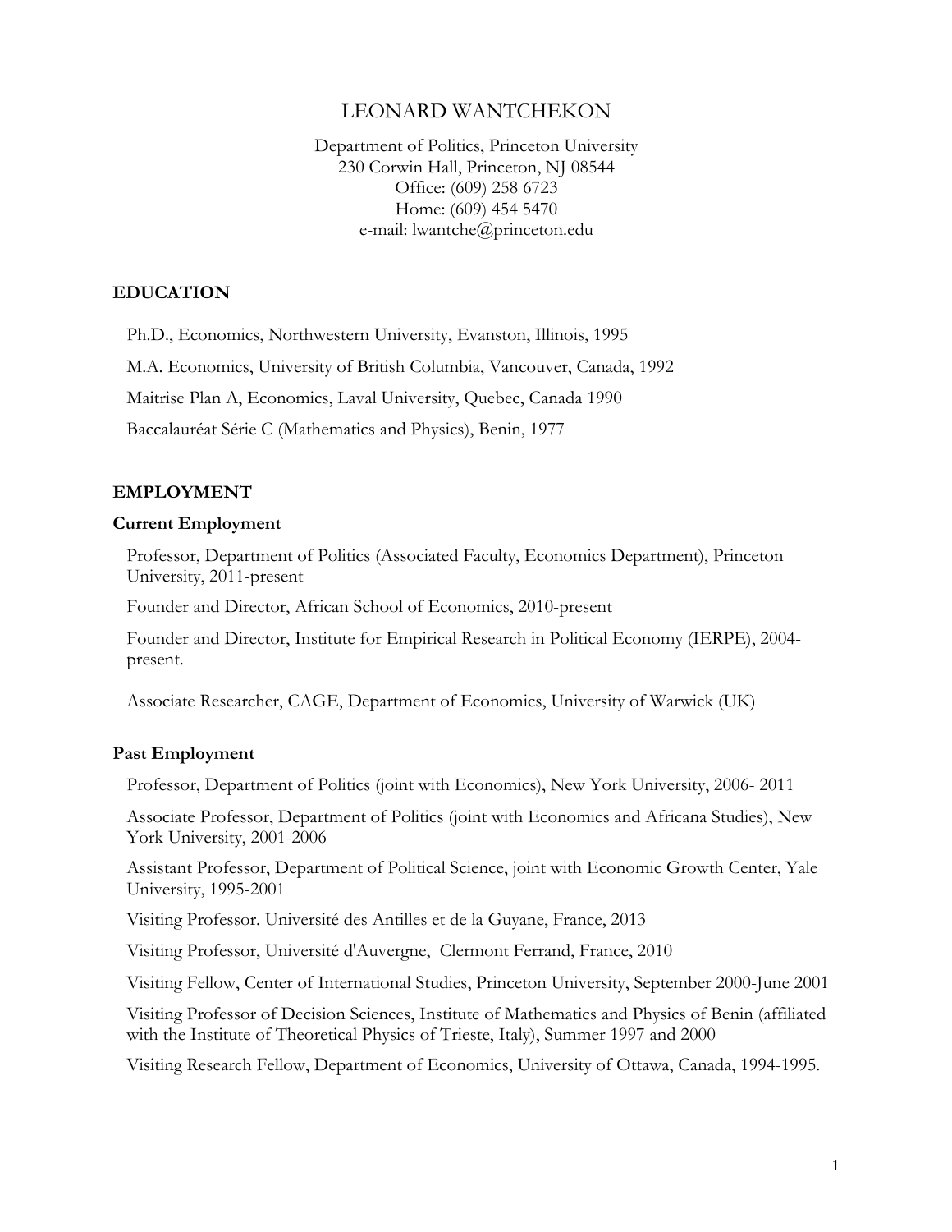# LEONARD WANTCHEKON

Department of Politics, Princeton University
230 Corwin Hall, Princeton, NJ 08544
Office: (609) 258 6723
Home: (609) 454 5470
e-mail: lwantche@princeton.edu

## EDUCATION

Ph.D., Economics, Northwestern University, Evanston, Illinois, 1995

M.A. Economics, University of British Columbia, Vancouver, Canada, 1992

Maitrise Plan A, Economics, Laval University, Quebec, Canada 1990

Baccalauréat Série C (Mathematics and Physics), Benin, 1977

## EMPLOYMENT

### Current Employment

Professor, Department of Politics (Associated Faculty, Economics Department), Princeton University, 2011-present

Founder and Director, African School of Economics, 2010-present

Founder and Director, Institute for Empirical Research in Political Economy (IERPE), 2004-present.

Associate Researcher, CAGE, Department of Economics, University of Warwick (UK)

### Past Employment

Professor, Department of Politics (joint with Economics), New York University, 2006- 2011

Associate Professor, Department of Politics (joint with Economics and Africana Studies), New York University, 2001-2006

Assistant Professor, Department of Political Science, joint with Economic Growth Center, Yale University, 1995-2001

Visiting Professor. Université des Antilles et de la Guyane, France, 2013

Visiting Professor, Université d'Auvergne, Clermont Ferrand, France, 2010

Visiting Fellow, Center of International Studies, Princeton University, September 2000-June 2001

Visiting Professor of Decision Sciences, Institute of Mathematics and Physics of Benin (affiliated with the Institute of Theoretical Physics of Trieste, Italy), Summer 1997 and 2000

Visiting Research Fellow, Department of Economics, University of Ottawa, Canada, 1994-1995.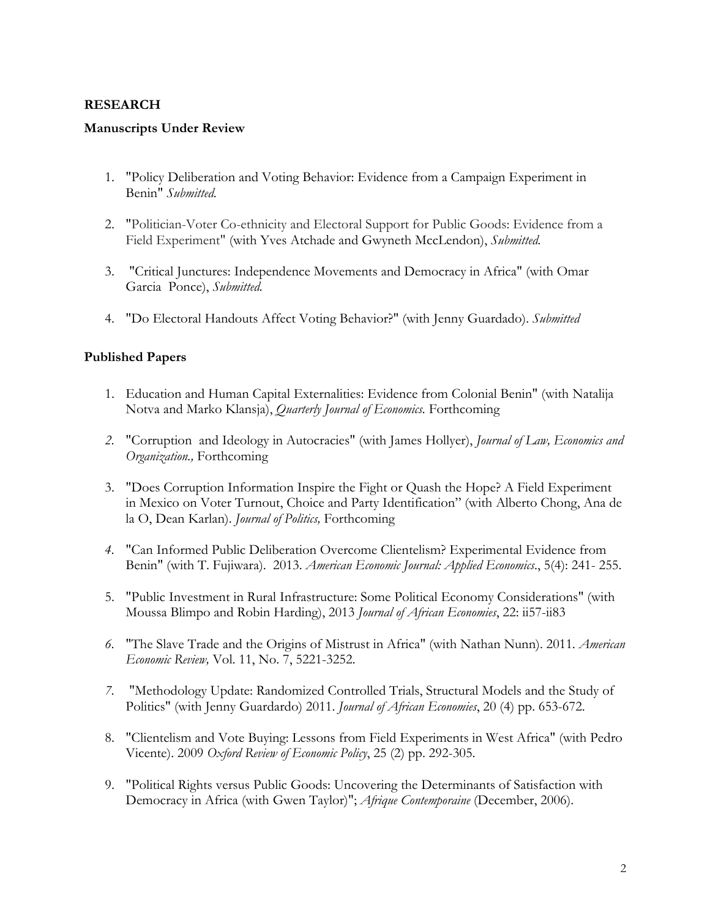## RESEARCH

### Manuscripts Under Review

1. "Policy Deliberation and Voting Behavior: Evidence from a Campaign Experiment in Benin" *Submitted.*

2. "Politician-Voter Co-ethnicity and Electoral Support for Public Goods: Evidence from a Field Experiment" (with Yves Atchade and Gwyneth McClendon), *Submitted.*

3. "Critical Junctures: Independence Movements and Democracy in Africa" (with Omar Garcia Ponce), *Submitted.*

4. "Do Electoral Handouts Affect Voting Behavior?" (with Jenny Guardado). *Submitted*

### Published Papers

1. Education and Human Capital Externalities: Evidence from Colonial Benin" (with Natalija Notva and Marko Klansja), *Quarterly Journal of Economics.* Forthcoming

2. "Corruption and Ideology in Autocracies" (with James Hollyer), *Journal of Law, Economics and Organization.,* Forthcoming

3. "Does Corruption Information Inspire the Fight or Quash the Hope? A Field Experiment in Mexico on Voter Turnout, Choice and Party Identification" (with Alberto Chong, Ana de la O, Dean Karlan). *Journal of Politics,* Forthcoming

4. "Can Informed Public Deliberation Overcome Clientelism? Experimental Evidence from Benin" (with T. Fujiwara). 2013. *American Economic Journal: Applied Economics*., 5(4): 241- 255.

5. "Public Investment in Rural Infrastructure: Some Political Economy Considerations" (with Moussa Blimpo and Robin Harding), 2013 *Journal of African Economies*, 22: ii57-ii83

6. "The Slave Trade and the Origins of Mistrust in Africa" (with Nathan Nunn). 2011. *American Economic Review,* Vol. 11, No. 7, 5221-3252.

7. "Methodology Update: Randomized Controlled Trials, Structural Models and the Study of Politics" (with Jenny Guardardo) 2011. *Journal of African Economies*, 20 (4) pp. 653-672.

8. "Clientelism and Vote Buying: Lessons from Field Experiments in West Africa" (with Pedro Vicente). 2009 *Oxford Review of Economic Policy*, 25 (2) pp. 292-305.

9. "Political Rights versus Public Goods: Uncovering the Determinants of Satisfaction with Democracy in Africa (with Gwen Taylor)"; *Afrique Contemporaine* (December, 2006).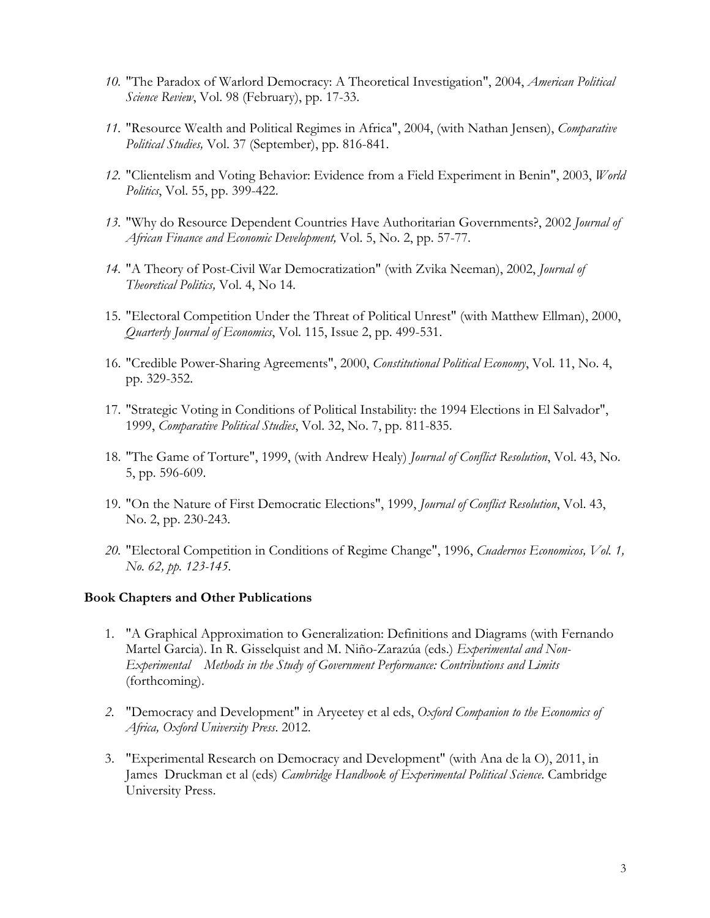10. "The Paradox of Warlord Democracy: A Theoretical Investigation", 2004, *American Political Science Review*, Vol. 98 (February), pp. 17-33.

11. "Resource Wealth and Political Regimes in Africa", 2004, (with Nathan Jensen), *Comparative Political Studies,* Vol. 37 (September), pp. 816-841.

12. "Clientelism and Voting Behavior: Evidence from a Field Experiment in Benin", 2003, *World Politics*, Vol. 55, pp. 399-422.

13. "Why do Resource Dependent Countries Have Authoritarian Governments?, 2002 *Journal of African Finance and Economic Development,* Vol. 5, No. 2, pp. 57-77.

14. "A Theory of Post-Civil War Democratization" (with Zvika Neeman), 2002, *Journal of Theoretical Politics,* Vol. 4, No 14.

15. "Electoral Competition Under the Threat of Political Unrest" (with Matthew Ellman), 2000, *Quarterly Journal of Economics*, Vol. 115, Issue 2, pp. 499-531.

16. "Credible Power-Sharing Agreements", 2000, *Constitutional Political Economy*, Vol. 11, No. 4, pp. 329-352.

17. "Strategic Voting in Conditions of Political Instability: the 1994 Elections in El Salvador", 1999, *Comparative Political Studies*, Vol. 32, No. 7, pp. 811-835.

18. "The Game of Torture", 1999, (with Andrew Healy) *Journal of Conflict Resolution*, Vol. 43, No. 5, pp. 596-609.

19. "On the Nature of First Democratic Elections", 1999, *Journal of Conflict Resolution*, Vol. 43, No. 2, pp. 230-243.

20. "Electoral Competition in Conditions of Regime Change", 1996, *Cuadernos Economicos, Vol. 1, No. 62, pp. 123-145.*

### Book Chapters and Other Publications

1. "A Graphical Approximation to Generalization: Definitions and Diagrams (with Fernando Martel Garcia). In R. Gisselquist and M. Niño-Zarazúa (eds.) *Experimental and Non-Experimental Methods in the Study of Government Performance: Contributions and Limits* (forthcoming).

2. "Democracy and Development" in Aryeetey et al eds, *Oxford Companion to the Economics of Africa, Oxford University Press*. 2012.

3. "Experimental Research on Democracy and Development" (with Ana de la O), 2011, in James Druckman et al (eds) *Cambridge Handbook of Experimental Political Science*. Cambridge University Press.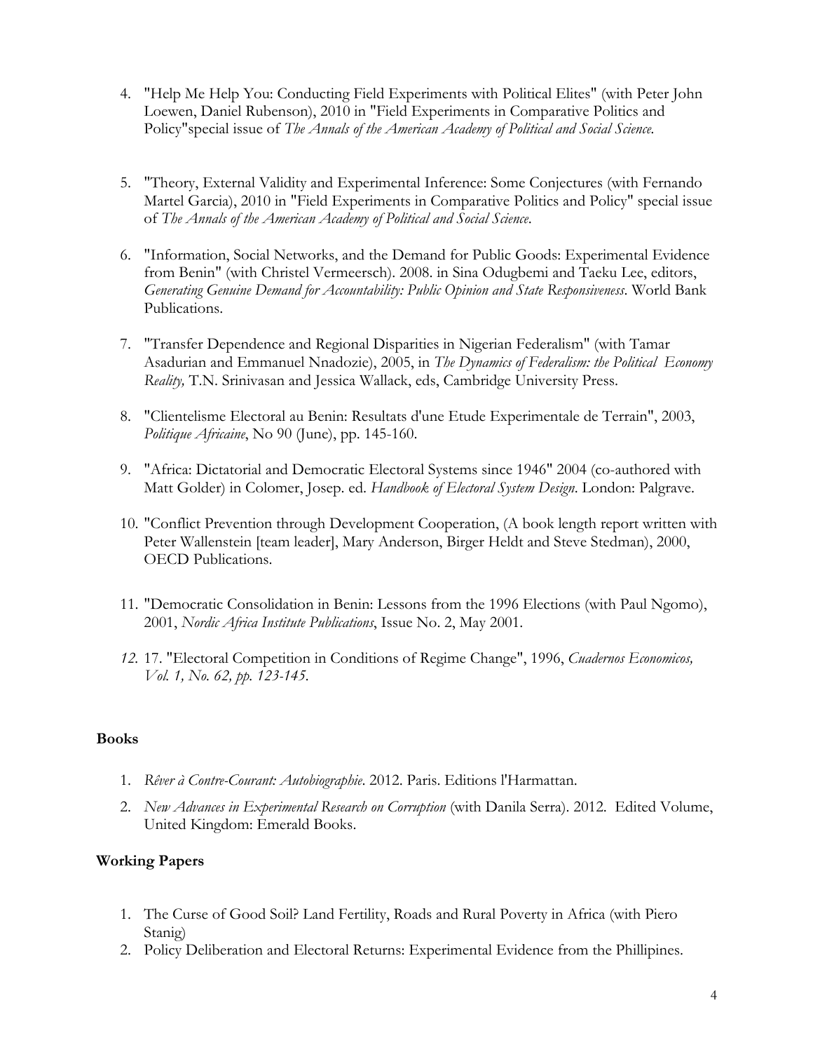4. "Help Me Help You: Conducting Field Experiments with Political Elites" (with Peter John Loewen, Daniel Rubenson), 2010 in "Field Experiments in Comparative Politics and Policy"special issue of *The Annals of the American Academy of Political and Social Science.*

5. "Theory, External Validity and Experimental Inference: Some Conjectures (with Fernando Martel Garcia), 2010 in "Field Experiments in Comparative Politics and Policy" special issue of *The Annals of the American Academy of Political and Social Science*.

6. "Information, Social Networks, and the Demand for Public Goods: Experimental Evidence from Benin" (with Christel Vermeersch). 2008. in Sina Odugbemi and Taeku Lee, editors, *Generating Genuine Demand for Accountability: Public Opinion and State Responsiveness*. World Bank Publications.

7. "Transfer Dependence and Regional Disparities in Nigerian Federalism" (with Tamar Asadurian and Emmanuel Nnadozie), 2005, in *The Dynamics of Federalism: the Political Economy Reality,* T.N. Srinivasan and Jessica Wallack, eds, Cambridge University Press.

8. "Clientelisme Electoral au Benin: Resultats d'une Etude Experimentale de Terrain", 2003, *Politique Africaine*, No 90 (June), pp. 145-160.

9. "Africa: Dictatorial and Democratic Electoral Systems since 1946" 2004 (co-authored with Matt Golder) in Colomer, Josep. ed. *Handbook of Electoral System Design*. London: Palgrave.

10. "Conflict Prevention through Development Cooperation, (A book length report written with Peter Wallenstein [team leader], Mary Anderson, Birger Heldt and Steve Stedman), 2000, OECD Publications.

11. "Democratic Consolidation in Benin: Lessons from the 1996 Elections (with Paul Ngomo), 2001, *Nordic Africa Institute Publications*, Issue No. 2, May 2001.

12. 17. "Electoral Competition in Conditions of Regime Change", 1996, *Cuadernos Economicos, Vol. 1, No. 62, pp. 123-145.*

**Books**

1. *Rêver à Contre-Courant: Autobiographie*. 2012. Paris. Editions l'Harmattan.
2. *New Advances in Experimental Research on Corruption* (with Danila Serra). 2012. Edited Volume, United Kingdom: Emerald Books.

**Working Papers**

1. The Curse of Good Soil? Land Fertility, Roads and Rural Poverty in Africa (with Piero Stanig)
2. Policy Deliberation and Electoral Returns: Experimental Evidence from the Phillipines.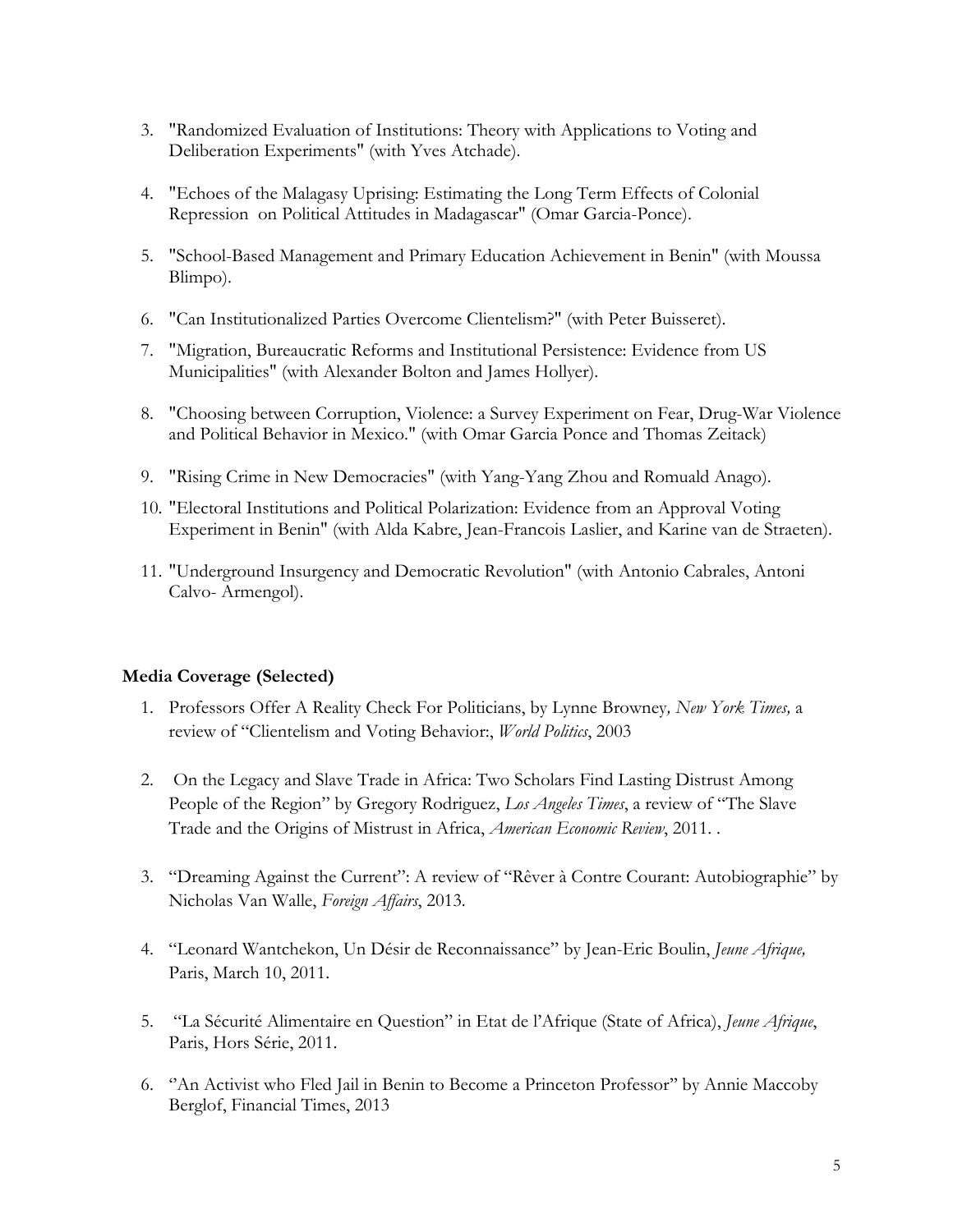3. "Randomized Evaluation of Institutions: Theory with Applications to Voting and Deliberation Experiments" (with Yves Atchade).

4. "Echoes of the Malagasy Uprising: Estimating the Long Term Effects of Colonial Repression on Political Attitudes in Madagascar" (Omar Garcia-Ponce).

5. "School-Based Management and Primary Education Achievement in Benin" (with Moussa Blimpo).

6. "Can Institutionalized Parties Overcome Clientelism?" (with Peter Buisseret).

7. "Migration, Bureaucratic Reforms and Institutional Persistence: Evidence from US Municipalities" (with Alexander Bolton and James Hollyer).

8. "Choosing between Corruption, Violence: a Survey Experiment on Fear, Drug-War Violence and Political Behavior in Mexico." (with Omar Garcia Ponce and Thomas Zeitack)

9. "Rising Crime in New Democracies" (with Yang-Yang Zhou and Romuald Anago).

10. "Electoral Institutions and Political Polarization: Evidence from an Approval Voting Experiment in Benin" (with Alda Kabre, Jean-Francois Laslier, and Karine van de Straeten).

11. "Underground Insurgency and Democratic Revolution" (with Antonio Cabrales, Antoni Calvo- Armengol).

## Media Coverage (Selected)

1. Professors Offer A Reality Check For Politicians, by Lynne Browney*, New York Times,* a review of "Clientelism and Voting Behavior:, *World Politics*, 2003

2. On the Legacy and Slave Trade in Africa: Two Scholars Find Lasting Distrust Among People of the Region" by Gregory Rodriguez, *Los Angeles Times*, a review of "The Slave Trade and the Origins of Mistrust in Africa, *American Economic Review*, 2011. .

3. "Dreaming Against the Current": A review of "Rêver à Contre Courant: Autobiographie" by Nicholas Van Walle, *Foreign Affairs*, 2013.

4. "Leonard Wantchekon, Un Désir de Reconnaissance" by Jean-Eric Boulin, *Jeune Afrique,* Paris, March 10, 2011.

5. "La Sécurité Alimentaire en Question" in Etat de l'Afrique (State of Africa), *Jeune Afrique*, Paris, Hors Série, 2011.

6. "An Activist who Fled Jail in Benin to Become a Princeton Professor" by Annie Maccoby Berglof, Financial Times, 2013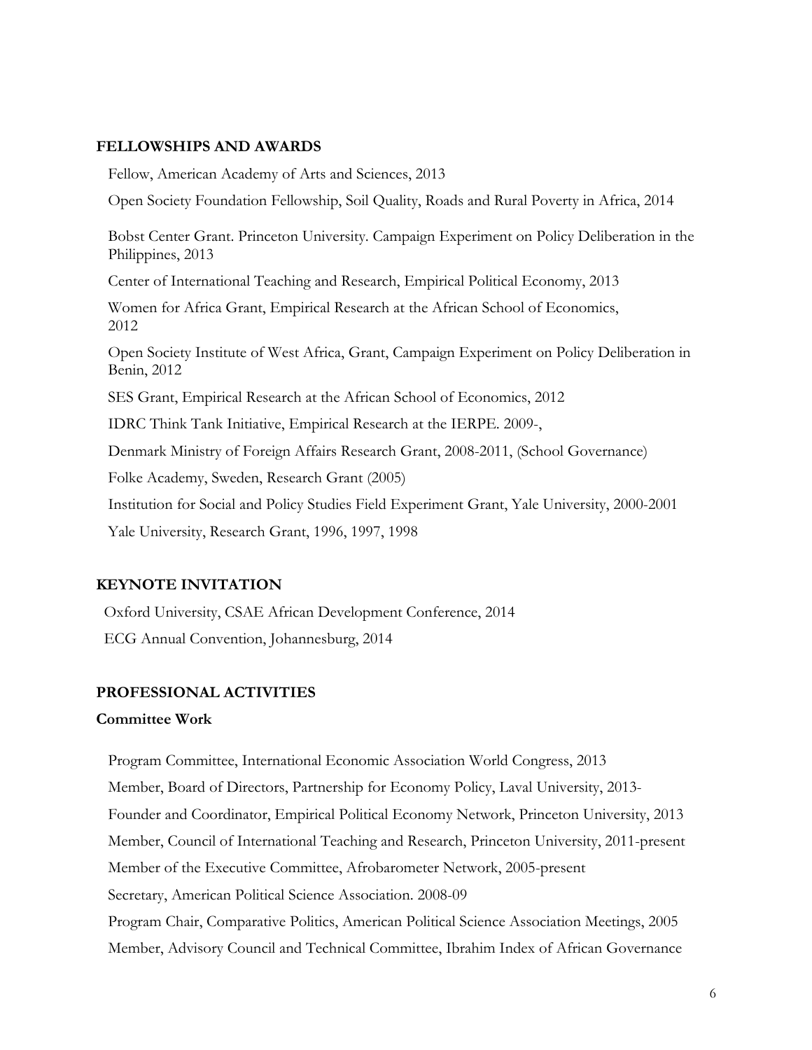## FELLOWSHIPS AND AWARDS

Fellow, American Academy of Arts and Sciences, 2013

Open Society Foundation Fellowship, Soil Quality, Roads and Rural Poverty in Africa, 2014

Bobst Center Grant. Princeton University. Campaign Experiment on Policy Deliberation in the Philippines, 2013

Center of International Teaching and Research, Empirical Political Economy, 2013

Women for Africa Grant, Empirical Research at the African School of Economics, 2012

Open Society Institute of West Africa, Grant, Campaign Experiment on Policy Deliberation in Benin, 2012

SES Grant, Empirical Research at the African School of Economics, 2012

IDRC Think Tank Initiative, Empirical Research at the IERPE. 2009-,

Denmark Ministry of Foreign Affairs Research Grant, 2008-2011, (School Governance)

Folke Academy, Sweden, Research Grant (2005)

Institution for Social and Policy Studies Field Experiment Grant, Yale University, 2000-2001

Yale University, Research Grant, 1996, 1997, 1998

## KEYNOTE INVITATION

Oxford University, CSAE African Development Conference, 2014

ECG Annual Convention, Johannesburg, 2014

## PROFESSIONAL ACTIVITIES

### Committee Work

Program Committee, International Economic Association World Congress, 2013

Member, Board of Directors, Partnership for Economy Policy, Laval University, 2013-

Founder and Coordinator, Empirical Political Economy Network, Princeton University, 2013

Member, Council of International Teaching and Research, Princeton University, 2011-present

Member of the Executive Committee, Afrobarometer Network, 2005-present

Secretary, American Political Science Association. 2008-09

Program Chair, Comparative Politics, American Political Science Association Meetings, 2005

Member, Advisory Council and Technical Committee, Ibrahim Index of African Governance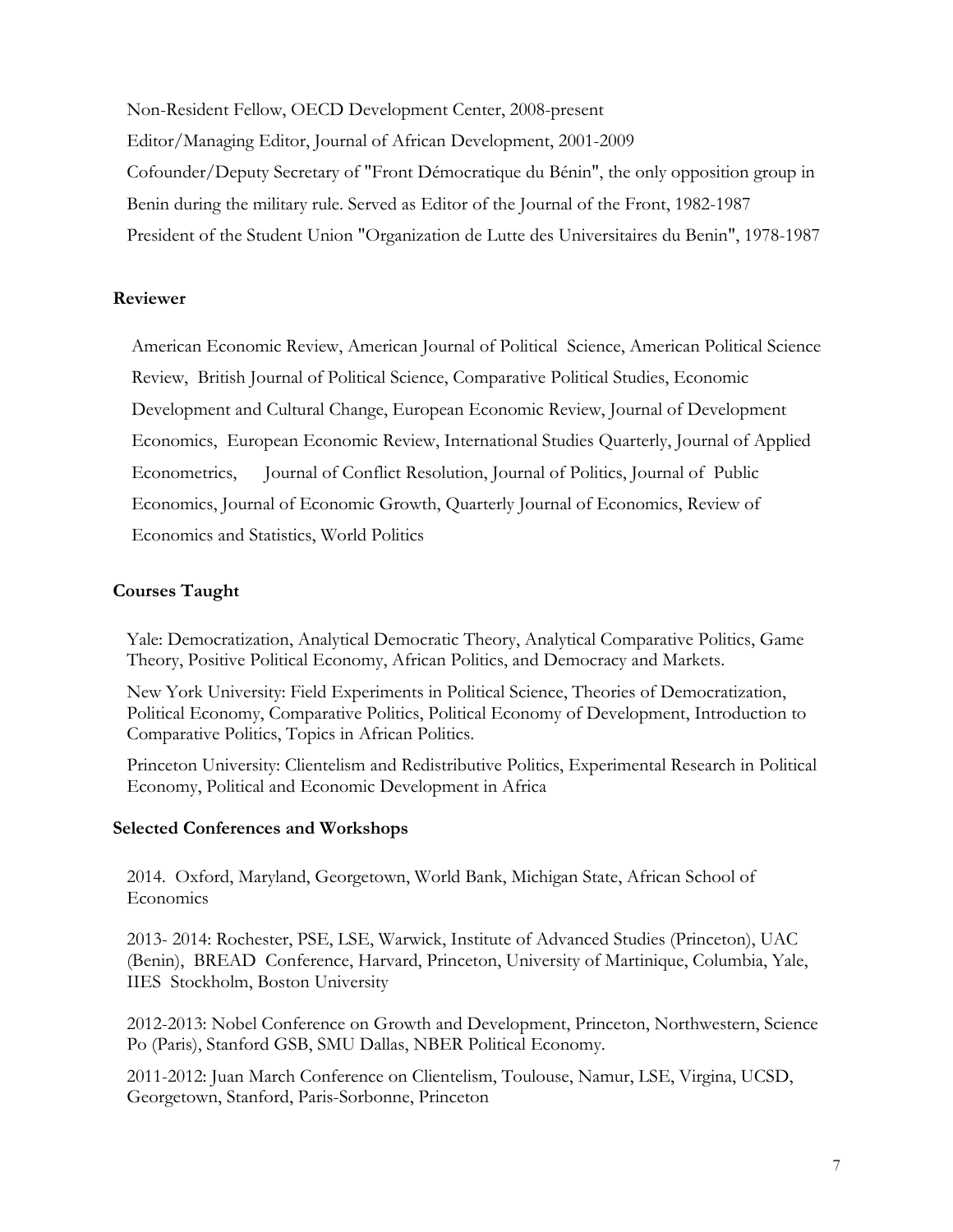Non-Resident Fellow, OECD Development Center, 2008-present

Editor/Managing Editor, Journal of African Development, 2001-2009

Cofounder/Deputy Secretary of "Front Démocratique du Bénin", the only opposition group in Benin during the military rule. Served as Editor of the Journal of the Front, 1982-1987

President of the Student Union "Organization de Lutte des Universitaires du Benin", 1978-1987

### Reviewer

American Economic Review, American Journal of Political Science, American Political Science Review, British Journal of Political Science, Comparative Political Studies, Economic Development and Cultural Change, European Economic Review, Journal of Development Economics, European Economic Review, International Studies Quarterly, Journal of Applied Econometrics, Journal of Conflict Resolution, Journal of Politics, Journal of Public Economics, Journal of Economic Growth, Quarterly Journal of Economics, Review of Economics and Statistics, World Politics

### Courses Taught

Yale: Democratization, Analytical Democratic Theory, Analytical Comparative Politics, Game Theory, Positive Political Economy, African Politics, and Democracy and Markets.

New York University: Field Experiments in Political Science, Theories of Democratization, Political Economy, Comparative Politics, Political Economy of Development, Introduction to Comparative Politics, Topics in African Politics.

Princeton University: Clientelism and Redistributive Politics, Experimental Research in Political Economy, Political and Economic Development in Africa

### Selected Conferences and Workshops

2014. Oxford, Maryland, Georgetown, World Bank, Michigan State, African School of Economics

2013- 2014: Rochester, PSE, LSE, Warwick, Institute of Advanced Studies (Princeton), UAC (Benin), BREAD Conference, Harvard, Princeton, University of Martinique, Columbia, Yale, IIES Stockholm, Boston University

2012-2013: Nobel Conference on Growth and Development, Princeton, Northwestern, Science Po (Paris), Stanford GSB, SMU Dallas, NBER Political Economy.

2011-2012: Juan March Conference on Clientelism, Toulouse, Namur, LSE, Virgina, UCSD, Georgetown, Stanford, Paris-Sorbonne, Princeton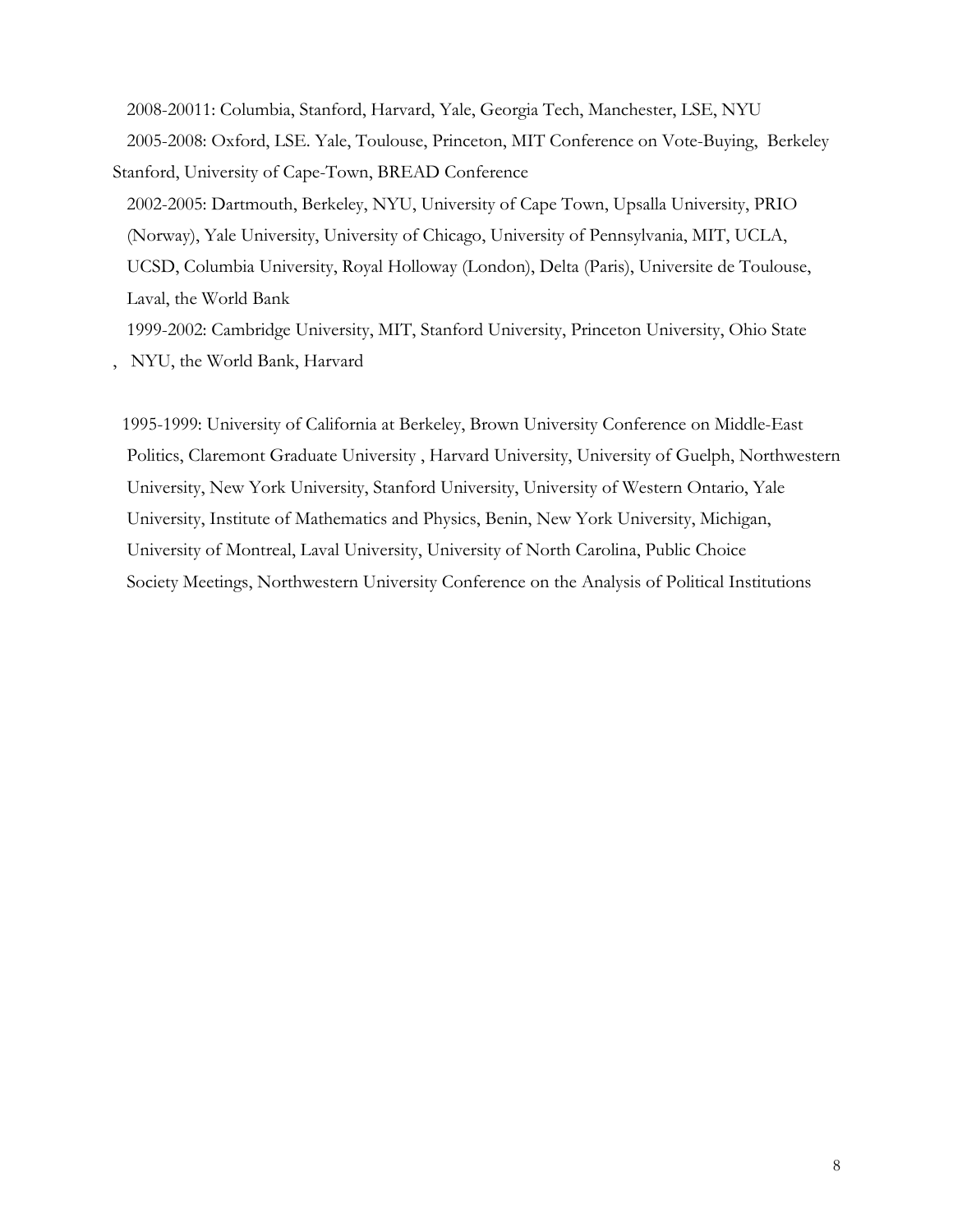2008-20011: Columbia, Stanford, Harvard, Yale, Georgia Tech, Manchester, LSE, NYU

2005-2008: Oxford, LSE. Yale, Toulouse, Princeton, MIT Conference on Vote-Buying, Berkeley Stanford, University of Cape-Town, BREAD Conference

2002-2005: Dartmouth, Berkeley, NYU, University of Cape Town, Upsalla University, PRIO (Norway), Yale University, University of Chicago, University of Pennsylvania, MIT, UCLA, UCSD, Columbia University, Royal Holloway (London), Delta (Paris), Universite de Toulouse, Laval, the World Bank

1999-2002: Cambridge University, MIT, Stanford University, Princeton University, Ohio State , NYU, the World Bank, Harvard

1995-1999: University of California at Berkeley, Brown University Conference on Middle-East Politics, Claremont Graduate University , Harvard University, University of Guelph, Northwestern University, New York University, Stanford University, University of Western Ontario, Yale University, Institute of Mathematics and Physics, Benin, New York University, Michigan, University of Montreal, Laval University, University of North Carolina, Public Choice Society Meetings, Northwestern University Conference on the Analysis of Political Institutions